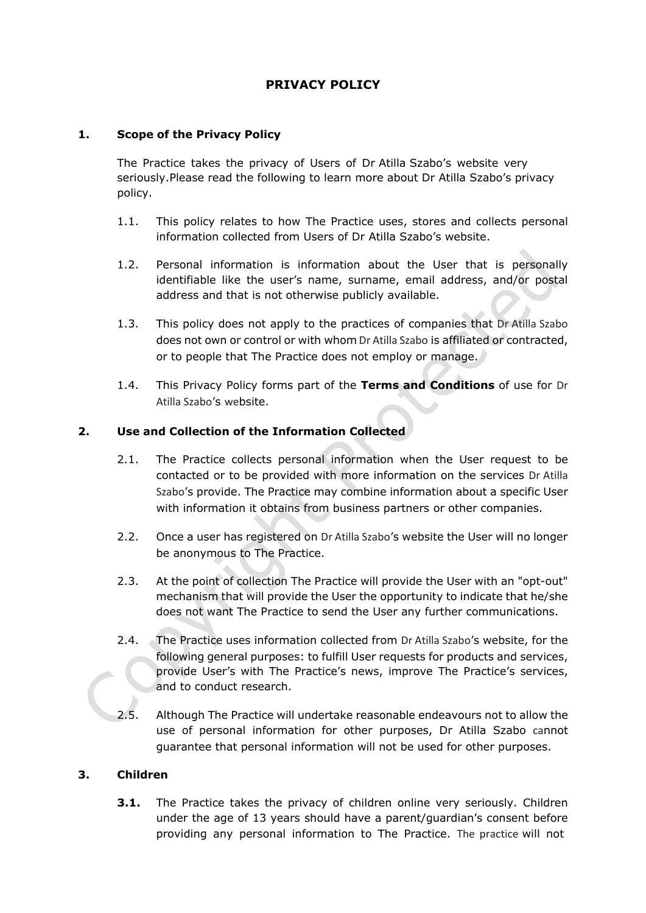# PRIVACY POLICY

## 1. Scope of the Privacy Policy

The Practice takes the privacy of Users of Dr Atilla Szabo's website very seriously.Please read the following to learn more about Dr Atilla Szabo's privacy policy.

1.1. This policy relates to how The Practice uses, stores and collects personal information collected from Users of Dr Atilla Szabo's website.

1.2. Personal information is information about the User that is personally identifiable like the user's name, surname, email address, and/or postal address and that is not otherwise publicly available.

1.3. This policy does not apply to the practices of companies that Dr Atilla Szabo does not own or control or with whom Dr Atilla Szabo is affiliated or contracted, or to people that The Practice does not employ or manage.

1.4. This Privacy Policy forms part of the **Terms and Conditions** of use for Dr Atilla Szabo's website.

## 2. Use and Collection of the Information Collected

2.1. The Practice collects personal information when the User request to be contacted or to be provided with more information on the services Dr Atilla Szabo's provide. The Practice may combine information about a specific User with information it obtains from business partners or other companies.

2.2. Once a user has registered on Dr Atilla Szabo's website the User will no longer be anonymous to The Practice.

2.3. At the point of collection The Practice will provide the User with an "opt-out" mechanism that will provide the User the opportunity to indicate that he/she does not want The Practice to send the User any further communications.

2.4. The Practice uses information collected from Dr Atilla Szabo's website, for the following general purposes: to fulfill User requests for products and services, provide User's with The Practice's news, improve The Practice's services, and to conduct research.

2.5. Although The Practice will undertake reasonable endeavours not to allow the use of personal information for other purposes, Dr Atilla Szabo cannot guarantee that personal information will not be used for other purposes.

## 3. Children

**3.1.** The Practice takes the privacy of children online very seriously. Children under the age of 13 years should have a parent/guardian's consent before providing any personal information to The Practice. The practice will not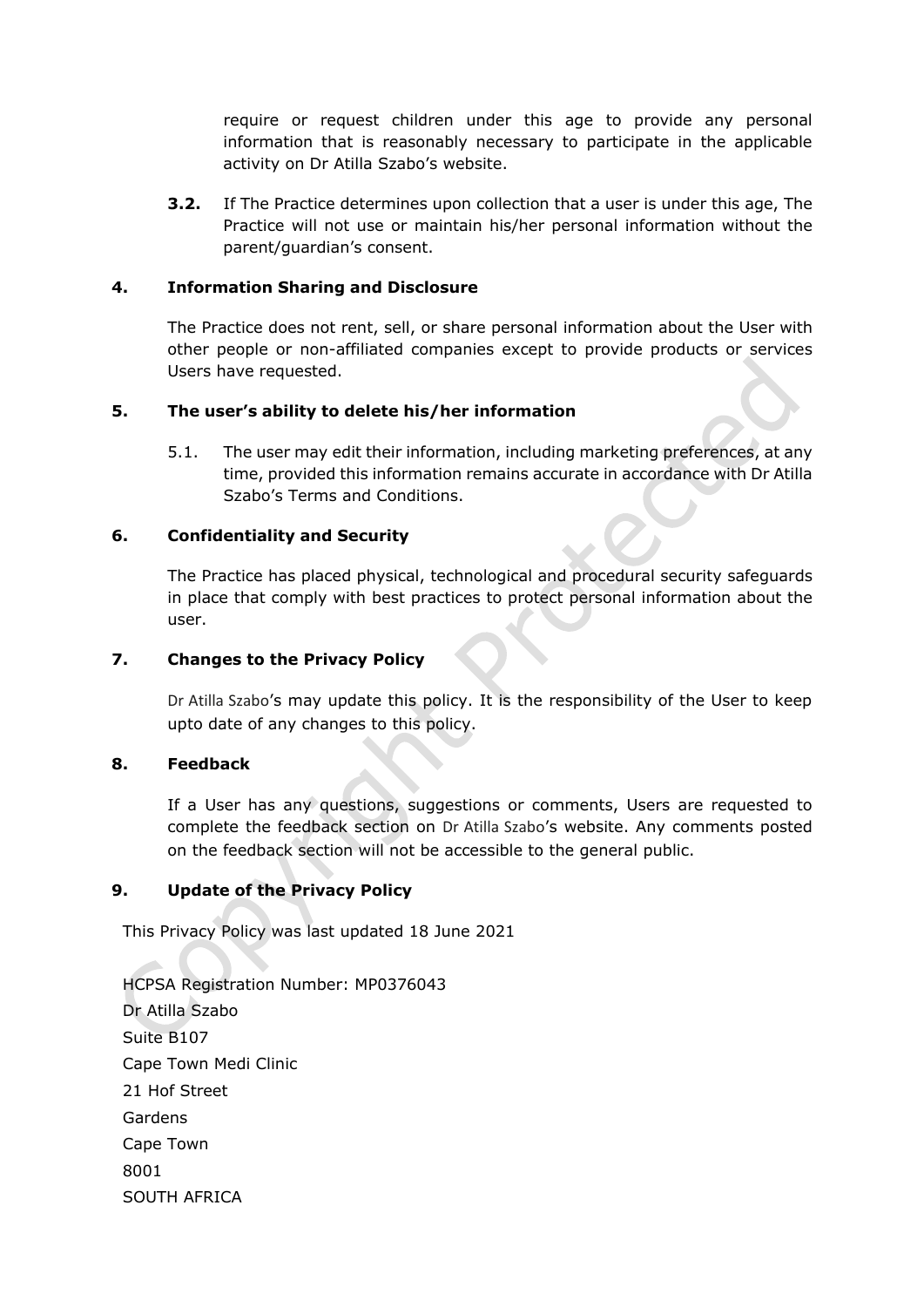require or request children under this age to provide any personal information that is reasonably necessary to participate in the applicable activity on Dr Atilla Szabo's website.

**3.2.** If The Practice determines upon collection that a user is under this age, The Practice will not use or maintain his/her personal information without the parent/guardian's consent.

## 4. Information Sharing and Disclosure

The Practice does not rent, sell, or share personal information about the User with other people or non-affiliated companies except to provide products or services Users have requested.

## 5. The user's ability to delete his/her information

5.1. The user may edit their information, including marketing preferences, at any time, provided this information remains accurate in accordance with Dr Atilla Szabo's Terms and Conditions.

## 6. Confidentiality and Security

The Practice has placed physical, technological and procedural security safeguards in place that comply with best practices to protect personal information about the user.

## 7. Changes to the Privacy Policy

Dr Atilla Szabo's may update this policy. It is the responsibility of the User to keep upto date of any changes to this policy.

## 8. Feedback

If a User has any questions, suggestions or comments, Users are requested to complete the feedback section on Dr Atilla Szabo's website. Any comments posted on the feedback section will not be accessible to the general public.

## 9. Update of the Privacy Policy

This Privacy Policy was last updated 18 June 2021

HCPSA Registration Number: MP0376043
Dr Atilla Szabo
Suite B107
Cape Town Medi Clinic
21 Hof Street
Gardens
Cape Town
8001
SOUTH AFRICA